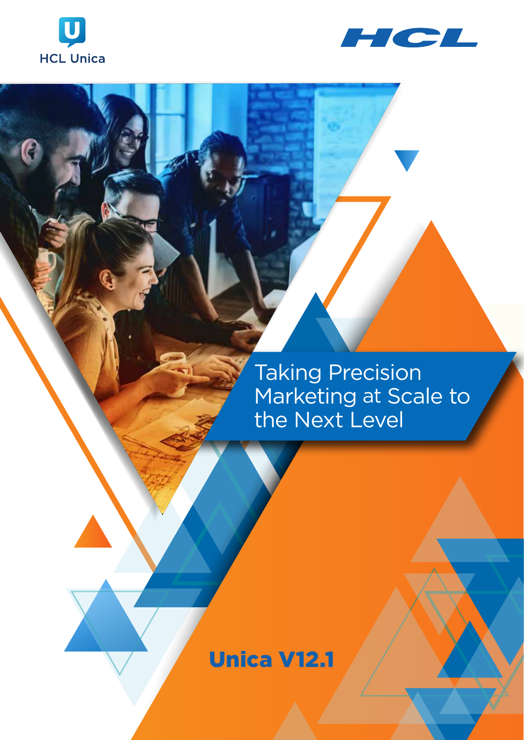HCL Unica

HCL

# Taking Precision Marketing at Scale to the Next Level

## Unica V12.1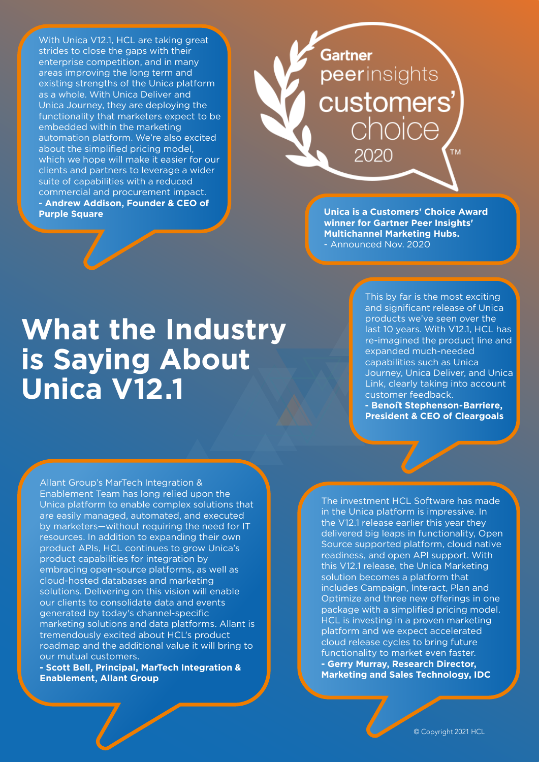# What the Industry is Saying About Unica V12.1

With Unica V12.1, HCL are taking great strides to close the gaps with their enterprise competition, and in many areas improving the long term and existing strengths of the Unica platform as a whole. With Unica Deliver and Unica Journey, they are deploying the functionality that marketers expect to be embedded within the marketing automation platform. We're also excited about the simplified pricing model, which we hope will make it easier for our clients and partners to leverage a wider suite of capabilities with a reduced commercial and procurement impact.
**- Andrew Addison, Founder & CEO of Purple Square**

Gartner peerinsights customers' choice 2020™

**Unica is a Customers' Choice Award winner for Gartner Peer Insights' Multichannel Marketing Hubs.**
- Announced Nov. 2020

This by far is the most exciting and significant release of Unica products we've seen over the last 10 years. With V12.1, HCL has re-imagined the product line and expanded much-needed capabilities such as Unica Journey, Unica Deliver, and Unica Link, clearly taking into account customer feedback.
**- Benoît Stephenson-Barriere, President & CEO of Cleargoals**

Allant Group's MarTech Integration & Enablement Team has long relied upon the Unica platform to enable complex solutions that are easily managed, automated, and executed by marketers—without requiring the need for IT resources. In addition to expanding their own product APIs, HCL continues to grow Unica's product capabilities for integration by embracing open-source platforms, as well as cloud-hosted databases and marketing solutions. Delivering on this vision will enable our clients to consolidate data and events generated by today's channel-specific marketing solutions and data platforms. Allant is tremendously excited about HCL's product roadmap and the additional value it will bring to our mutual customers.
**- Scott Bell, Principal, MarTech Integration & Enablement, Allant Group**

The investment HCL Software has made in the Unica platform is impressive. In the V12.1 release earlier this year they delivered big leaps in functionality, Open Source supported platform, cloud native readiness, and open API support. With this V12.1 release, the Unica Marketing solution becomes a platform that includes Campaign, Interact, Plan and Optimize and three new offerings in one package with a simplified pricing model. HCL is investing in a proven marketing platform and we expect accelerated cloud release cycles to bring future functionality to market even faster.
**- Gerry Murray, Research Director, Marketing and Sales Technology, IDC**

© Copyright 2021 HCL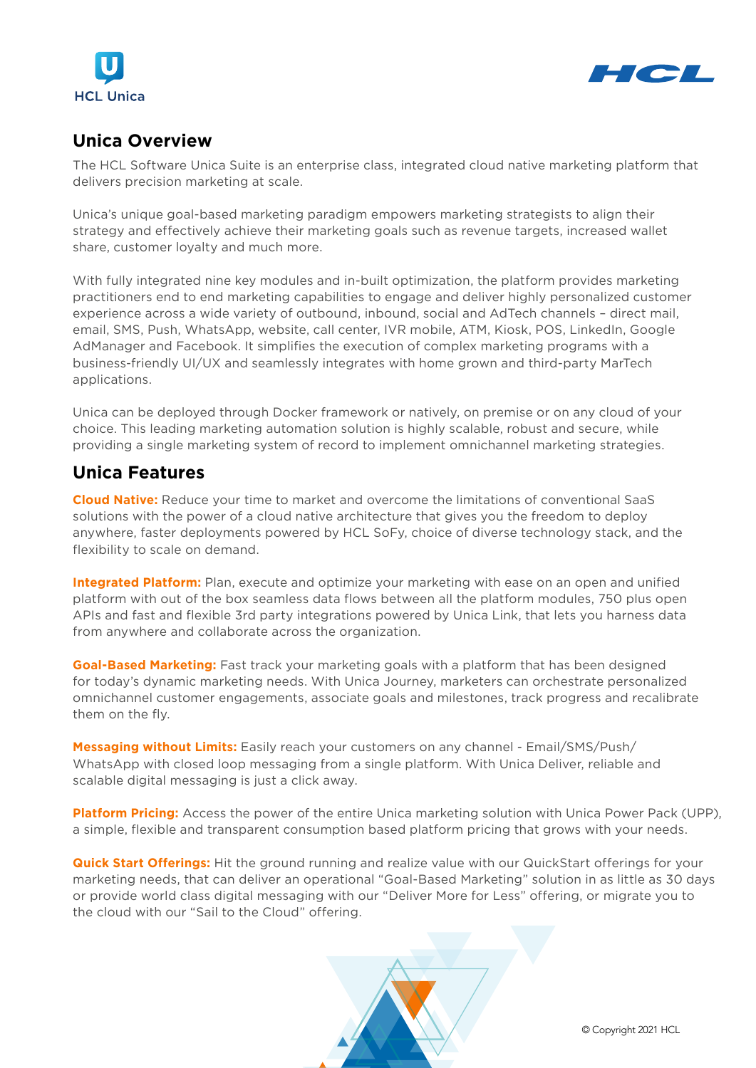## Unica Overview

The HCL Software Unica Suite is an enterprise class, integrated cloud native marketing platform that delivers precision marketing at scale.

Unica's unique goal-based marketing paradigm empowers marketing strategists to align their strategy and effectively achieve their marketing goals such as revenue targets, increased wallet share, customer loyalty and much more.

With fully integrated nine key modules and in-built optimization, the platform provides marketing practitioners end to end marketing capabilities to engage and deliver highly personalized customer experience across a wide variety of outbound, inbound, social and AdTech channels – direct mail, email, SMS, Push, WhatsApp, website, call center, IVR mobile, ATM, Kiosk, POS, LinkedIn, Google AdManager and Facebook. It simplifies the execution of complex marketing programs with a business-friendly UI/UX and seamlessly integrates with home grown and third-party MarTech applications.

Unica can be deployed through Docker framework or natively, on premise or on any cloud of your choice. This leading marketing automation solution is highly scalable, robust and secure, while providing a single marketing system of record to implement omnichannel marketing strategies.

## Unica Features

**Cloud Native:** Reduce your time to market and overcome the limitations of conventional SaaS solutions with the power of a cloud native architecture that gives you the freedom to deploy anywhere, faster deployments powered by HCL SoFy, choice of diverse technology stack, and the flexibility to scale on demand.

**Integrated Platform:** Plan, execute and optimize your marketing with ease on an open and unified platform with out of the box seamless data flows between all the platform modules, 750 plus open APIs and fast and flexible 3rd party integrations powered by Unica Link, that lets you harness data from anywhere and collaborate across the organization.

**Goal-Based Marketing:** Fast track your marketing goals with a platform that has been designed for today's dynamic marketing needs. With Unica Journey, marketers can orchestrate personalized omnichannel customer engagements, associate goals and milestones, track progress and recalibrate them on the fly.

**Messaging without Limits:** Easily reach your customers on any channel - Email/SMS/Push/WhatsApp with closed loop messaging from a single platform. With Unica Deliver, reliable and scalable digital messaging is just a click away.

**Platform Pricing:** Access the power of the entire Unica marketing solution with Unica Power Pack (UPP), a simple, flexible and transparent consumption based platform pricing that grows with your needs.

**Quick Start Offerings:** Hit the ground running and realize value with our QuickStart offerings for your marketing needs, that can deliver an operational "Goal-Based Marketing" solution in as little as 30 days or provide world class digital messaging with our "Deliver More for Less" offering, or migrate you to the cloud with our "Sail to the Cloud" offering.

© Copyright 2021 HCL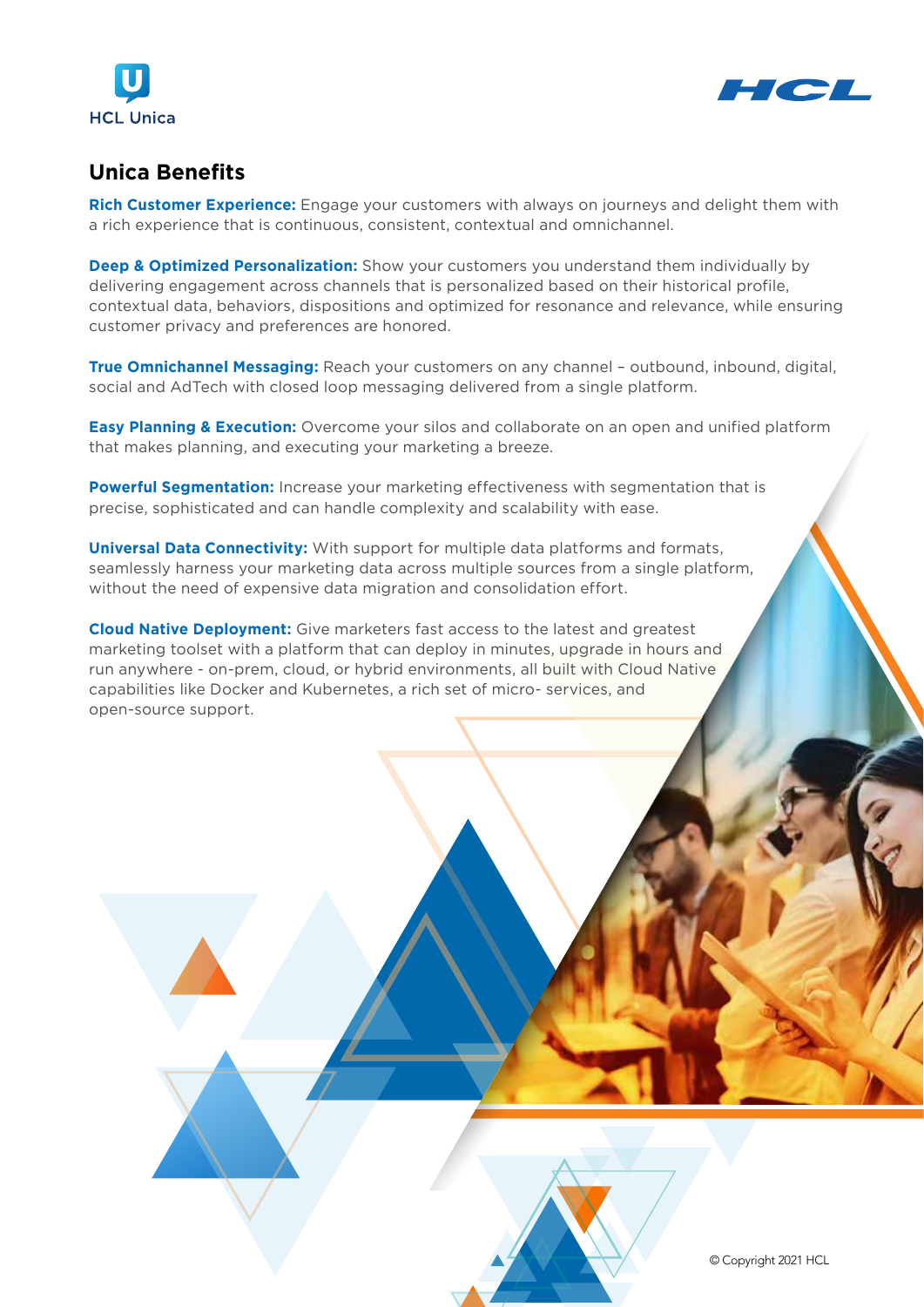## Unica Benefits

**Rich Customer Experience:** Engage your customers with always on journeys and delight them with a rich experience that is continuous, consistent, contextual and omnichannel.

**Deep & Optimized Personalization:** Show your customers you understand them individually by delivering engagement across channels that is personalized based on their historical profile, contextual data, behaviors, dispositions and optimized for resonance and relevance, while ensuring customer privacy and preferences are honored.

**True Omnichannel Messaging:** Reach your customers on any channel – outbound, inbound, digital, social and AdTech with closed loop messaging delivered from a single platform.

**Easy Planning & Execution:** Overcome your silos and collaborate on an open and unified platform that makes planning, and executing your marketing a breeze.

**Powerful Segmentation:** Increase your marketing effectiveness with segmentation that is precise, sophisticated and can handle complexity and scalability with ease.

**Universal Data Connectivity:** With support for multiple data platforms and formats, seamlessly harness your marketing data across multiple sources from a single platform, without the need of expensive data migration and consolidation effort.

**Cloud Native Deployment:** Give marketers fast access to the latest and greatest marketing toolset with a platform that can deploy in minutes, upgrade in hours and run anywhere - on-prem, cloud, or hybrid environments, all built with Cloud Native capabilities like Docker and Kubernetes, a rich set of micro- services, and open-source support.

© Copyright 2021 HCL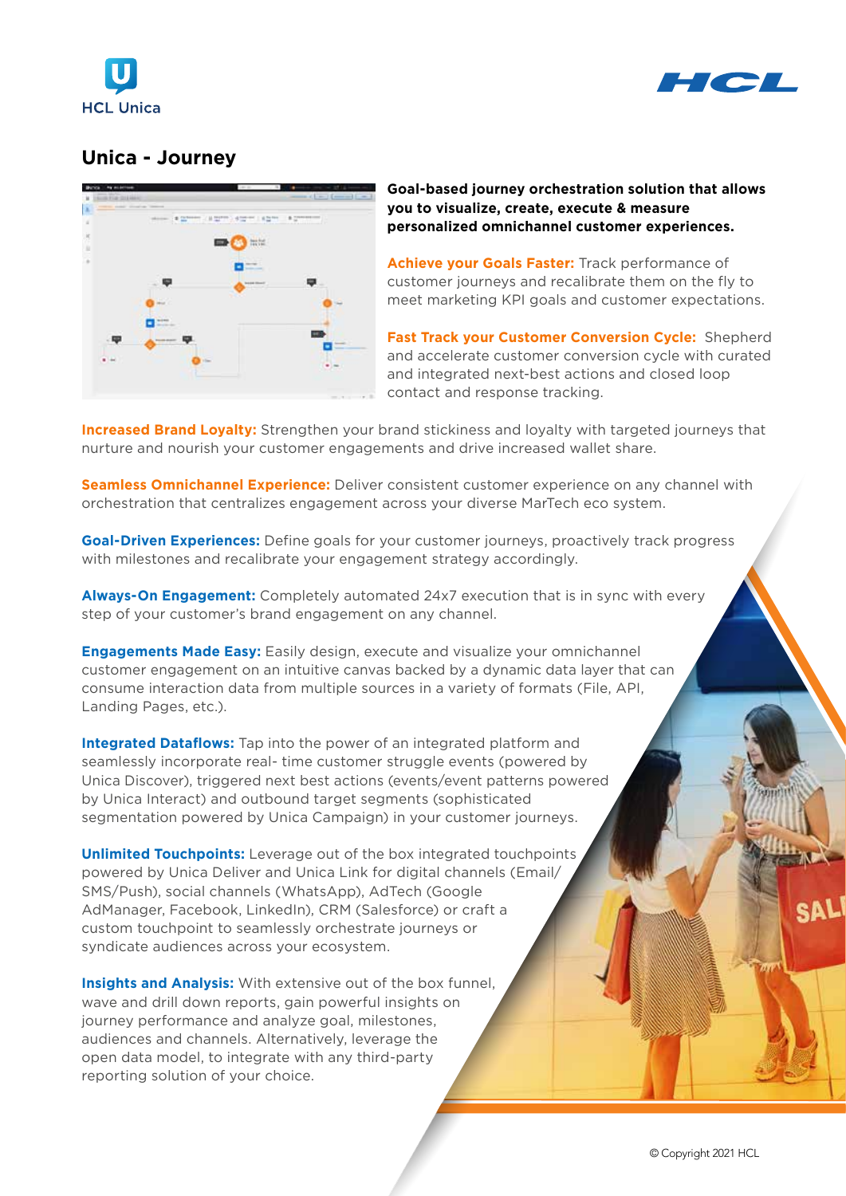# Unica - Journey

**Goal-based journey orchestration solution that allows you to visualize, create, execute & measure personalized omnichannel customer experiences.**

**Achieve your Goals Faster:** Track performance of customer journeys and recalibrate them on the fly to meet marketing KPI goals and customer expectations.

**Fast Track your Customer Conversion Cycle:** Shepherd and accelerate customer conversion cycle with curated and integrated next-best actions and closed loop contact and response tracking.

**Increased Brand Loyalty:** Strengthen your brand stickiness and loyalty with targeted journeys that nurture and nourish your customer engagements and drive increased wallet share.

**Seamless Omnichannel Experience:** Deliver consistent customer experience on any channel with orchestration that centralizes engagement across your diverse MarTech eco system.

**Goal-Driven Experiences:** Define goals for your customer journeys, proactively track progress with milestones and recalibrate your engagement strategy accordingly.

**Always-On Engagement:** Completely automated 24x7 execution that is in sync with every step of your customer's brand engagement on any channel.

**Engagements Made Easy:** Easily design, execute and visualize your omnichannel customer engagement on an intuitive canvas backed by a dynamic data layer that can consume interaction data from multiple sources in a variety of formats (File, API, Landing Pages, etc.).

**Integrated Dataflows:** Tap into the power of an integrated platform and seamlessly incorporate real- time customer struggle events (powered by Unica Discover), triggered next best actions (events/event patterns powered by Unica Interact) and outbound target segments (sophisticated segmentation powered by Unica Campaign) in your customer journeys.

**Unlimited Touchpoints:** Leverage out of the box integrated touchpoints powered by Unica Deliver and Unica Link for digital channels (Email/SMS/Push), social channels (WhatsApp), AdTech (Google AdManager, Facebook, LinkedIn), CRM (Salesforce) or craft a custom touchpoint to seamlessly orchestrate journeys or syndicate audiences across your ecosystem.

**Insights and Analysis:** With extensive out of the box funnel, wave and drill down reports, gain powerful insights on journey performance and analyze goal, milestones, audiences and channels. Alternatively, leverage the open data model, to integrate with any third-party reporting solution of your choice.

© Copyright 2021 HCL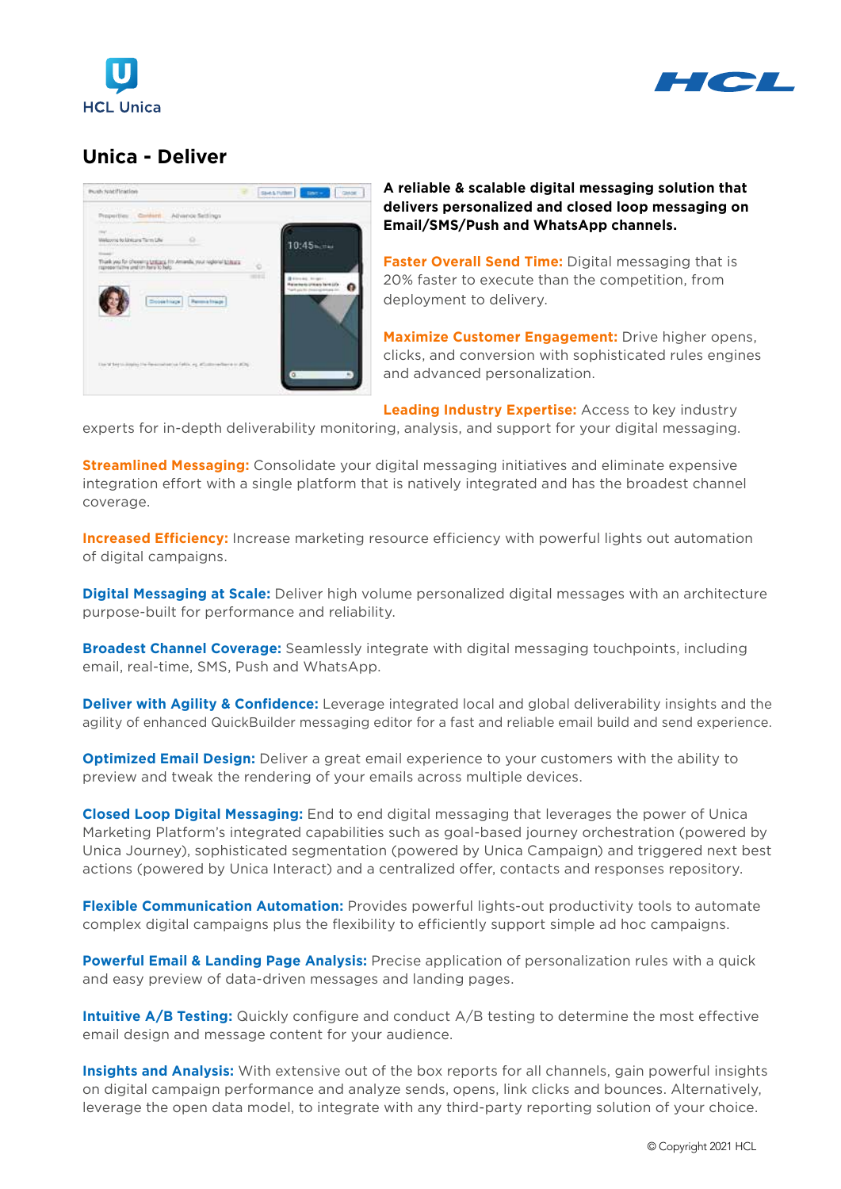# Unica - Deliver

**A reliable & scalable digital messaging solution that delivers personalized and closed loop messaging on Email/SMS/Push and WhatsApp channels.**

**Faster Overall Send Time:** Digital messaging that is 20% faster to execute than the competition, from deployment to delivery.

**Maximize Customer Engagement:** Drive higher opens, clicks, and conversion with sophisticated rules engines and advanced personalization.

**Leading Industry Expertise:** Access to key industry experts for in-depth deliverability monitoring, analysis, and support for your digital messaging.

**Streamlined Messaging:** Consolidate your digital messaging initiatives and eliminate expensive integration effort with a single platform that is natively integrated and has the broadest channel coverage.

**Increased Efficiency:** Increase marketing resource efficiency with powerful lights out automation of digital campaigns.

**Digital Messaging at Scale:** Deliver high volume personalized digital messages with an architecture purpose-built for performance and reliability.

**Broadest Channel Coverage:** Seamlessly integrate with digital messaging touchpoints, including email, real-time, SMS, Push and WhatsApp.

**Deliver with Agility & Confidence:** Leverage integrated local and global deliverability insights and the agility of enhanced QuickBuilder messaging editor for a fast and reliable email build and send experience.

**Optimized Email Design:** Deliver a great email experience to your customers with the ability to preview and tweak the rendering of your emails across multiple devices.

**Closed Loop Digital Messaging:** End to end digital messaging that leverages the power of Unica Marketing Platform's integrated capabilities such as goal-based journey orchestration (powered by Unica Journey), sophisticated segmentation (powered by Unica Campaign) and triggered next best actions (powered by Unica Interact) and a centralized offer, contacts and responses repository.

**Flexible Communication Automation:** Provides powerful lights-out productivity tools to automate complex digital campaigns plus the flexibility to efficiently support simple ad hoc campaigns.

**Powerful Email & Landing Page Analysis:** Precise application of personalization rules with a quick and easy preview of data-driven messages and landing pages.

**Intuitive A/B Testing:** Quickly configure and conduct A/B testing to determine the most effective email design and message content for your audience.

**Insights and Analysis:** With extensive out of the box reports for all channels, gain powerful insights on digital campaign performance and analyze sends, opens, link clicks and bounces. Alternatively, leverage the open data model, to integrate with any third-party reporting solution of your choice.

© Copyright 2021 HCL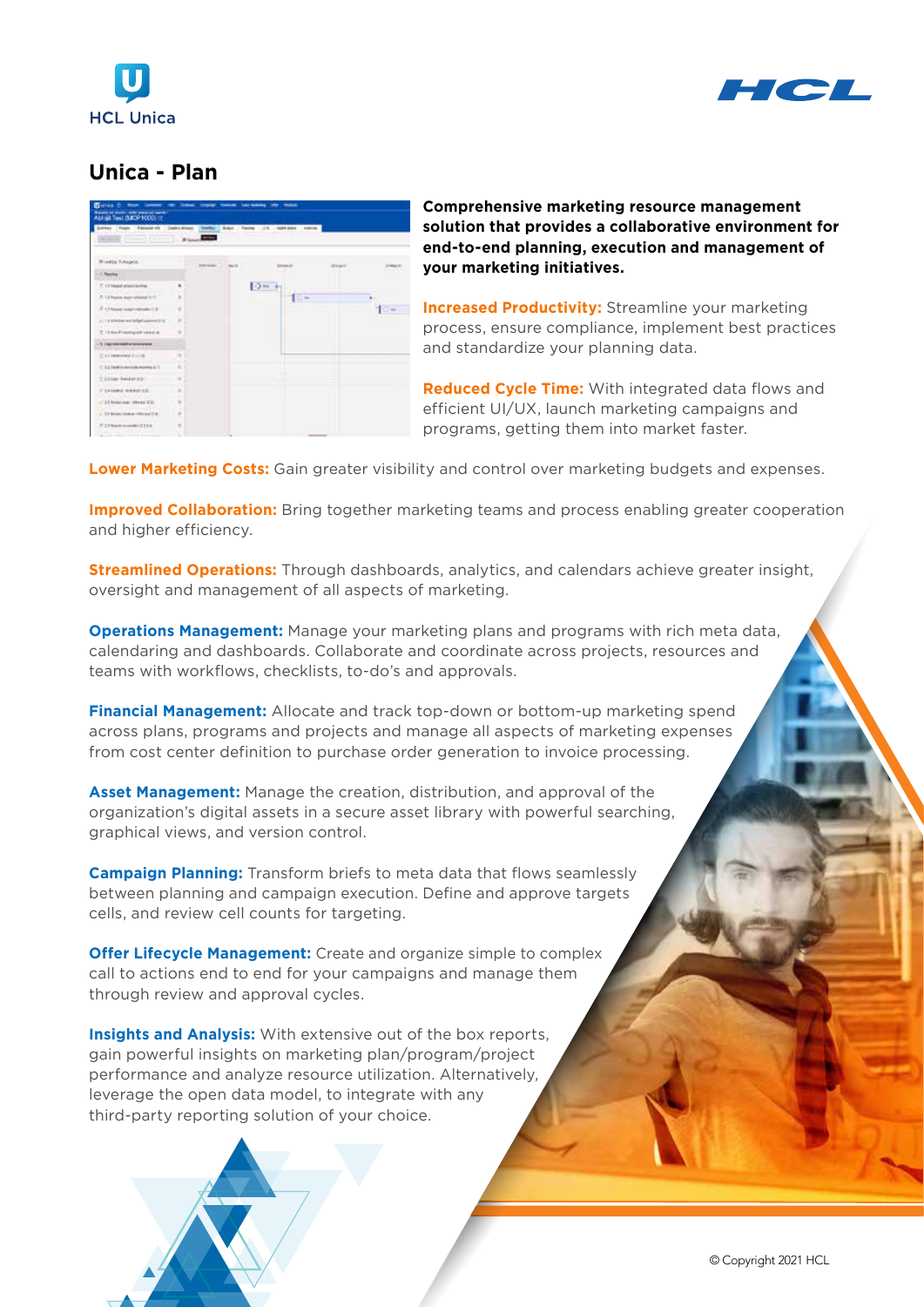HCL Unica

# Unica - Plan

**Comprehensive marketing resource management solution that provides a collaborative environment for end-to-end planning, execution and management of your marketing initiatives.**

**Increased Productivity:** Streamline your marketing process, ensure compliance, implement best practices and standardize your planning data.

**Reduced Cycle Time:** With integrated data flows and efficient UI/UX, launch marketing campaigns and programs, getting them into market faster.

**Lower Marketing Costs:** Gain greater visibility and control over marketing budgets and expenses.

**Improved Collaboration:** Bring together marketing teams and process enabling greater cooperation and higher efficiency.

**Streamlined Operations:** Through dashboards, analytics, and calendars achieve greater insight, oversight and management of all aspects of marketing.

**Operations Management:** Manage your marketing plans and programs with rich meta data, calendaring and dashboards. Collaborate and coordinate across projects, resources and teams with workflows, checklists, to-do's and approvals.

**Financial Management:** Allocate and track top-down or bottom-up marketing spend across plans, programs and projects and manage all aspects of marketing expenses from cost center definition to purchase order generation to invoice processing.

**Asset Management:** Manage the creation, distribution, and approval of the organization's digital assets in a secure asset library with powerful searching, graphical views, and version control.

**Campaign Planning:** Transform briefs to meta data that flows seamlessly between planning and campaign execution. Define and approve targets cells, and review cell counts for targeting.

**Offer Lifecycle Management:** Create and organize simple to complex call to actions end to end for your campaigns and manage them through review and approval cycles.

**Insights and Analysis:** With extensive out of the box reports, gain powerful insights on marketing plan/program/project performance and analyze resource utilization. Alternatively, leverage the open data model, to integrate with any third-party reporting solution of your choice.

© Copyright 2021 HCL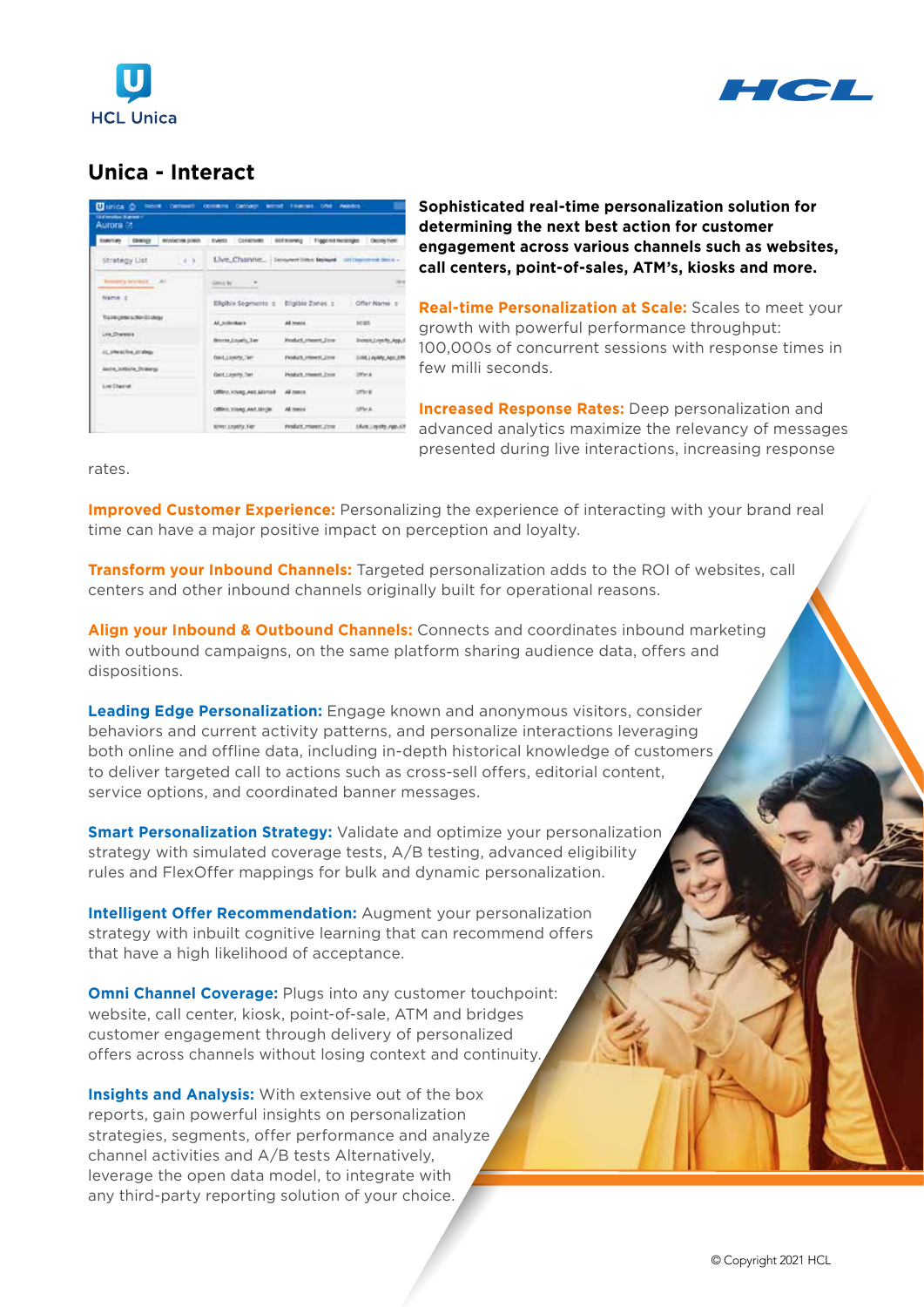# Unica - Interact

**Sophisticated real-time personalization solution for determining the next best action for customer engagement across various channels such as websites, call centers, point-of-sales, ATM's, kiosks and more.**

**Real-time Personalization at Scale:** Scales to meet your growth with powerful performance throughput: 100,000s of concurrent sessions with response times in few milli seconds.

**Increased Response Rates:** Deep personalization and advanced analytics maximize the relevancy of messages presented during live interactions, increasing response rates.

**Improved Customer Experience:** Personalizing the experience of interacting with your brand real time can have a major positive impact on perception and loyalty.

**Transform your Inbound Channels:** Targeted personalization adds to the ROI of websites, call centers and other inbound channels originally built for operational reasons.

**Align your Inbound & Outbound Channels:** Connects and coordinates inbound marketing with outbound campaigns, on the same platform sharing audience data, offers and dispositions.

**Leading Edge Personalization:** Engage known and anonymous visitors, consider behaviors and current activity patterns, and personalize interactions leveraging both online and offline data, including in-depth historical knowledge of customers to deliver targeted call to actions such as cross-sell offers, editorial content, service options, and coordinated banner messages.

**Smart Personalization Strategy:** Validate and optimize your personalization strategy with simulated coverage tests, A/B testing, advanced eligibility rules and FlexOffer mappings for bulk and dynamic personalization.

**Intelligent Offer Recommendation:** Augment your personalization strategy with inbuilt cognitive learning that can recommend offers that have a high likelihood of acceptance.

**Omni Channel Coverage:** Plugs into any customer touchpoint: website, call center, kiosk, point-of-sale, ATM and bridges customer engagement through delivery of personalized offers across channels without losing context and continuity.

**Insights and Analysis:** With extensive out of the box reports, gain powerful insights on personalization strategies, segments, offer performance and analyze channel activities and A/B tests Alternatively, leverage the open data model, to integrate with any third-party reporting solution of your choice.

© Copyright 2021 HCL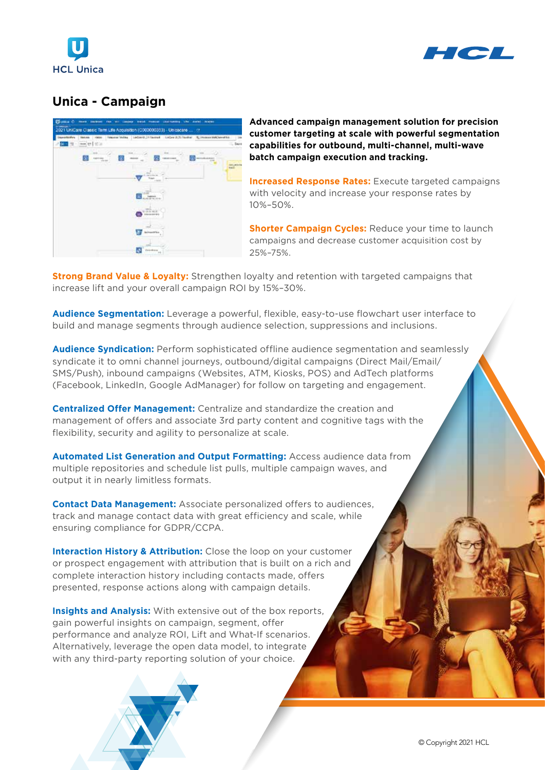HCL Unica

## Unica - Campaign

**Advanced campaign management solution for precision customer targeting at scale with powerful segmentation capabilities for outbound, multi-channel, multi-wave batch campaign execution and tracking.**

**Increased Response Rates:** Execute targeted campaigns with velocity and increase your response rates by 10%–50%.

**Shorter Campaign Cycles:** Reduce your time to launch campaigns and decrease customer acquisition cost by 25%–75%.

**Strong Brand Value & Loyalty:** Strengthen loyalty and retention with targeted campaigns that increase lift and your overall campaign ROI by 15%–30%.

**Audience Segmentation:** Leverage a powerful, flexible, easy-to-use flowchart user interface to build and manage segments through audience selection, suppressions and inclusions.

**Audience Syndication:** Perform sophisticated offline audience segmentation and seamlessly syndicate it to omni channel journeys, outbound/digital campaigns (Direct Mail/Email/SMS/Push), inbound campaigns (Websites, ATM, Kiosks, POS) and AdTech platforms (Facebook, LinkedIn, Google AdManager) for follow on targeting and engagement.

**Centralized Offer Management:** Centralize and standardize the creation and management of offers and associate 3rd party content and cognitive tags with the flexibility, security and agility to personalize at scale.

**Automated List Generation and Output Formatting:** Access audience data from multiple repositories and schedule list pulls, multiple campaign waves, and output it in nearly limitless formats.

**Contact Data Management:** Associate personalized offers to audiences, track and manage contact data with great efficiency and scale, while ensuring compliance for GDPR/CCPA.

**Interaction History & Attribution:** Close the loop on your customer or prospect engagement with attribution that is built on a rich and complete interaction history including contacts made, offers presented, response actions along with campaign details.

**Insights and Analysis:** With extensive out of the box reports, gain powerful insights on campaign, segment, offer performance and analyze ROI, Lift and What-If scenarios. Alternatively, leverage the open data model, to integrate with any third-party reporting solution of your choice.

© Copyright 2021 HCL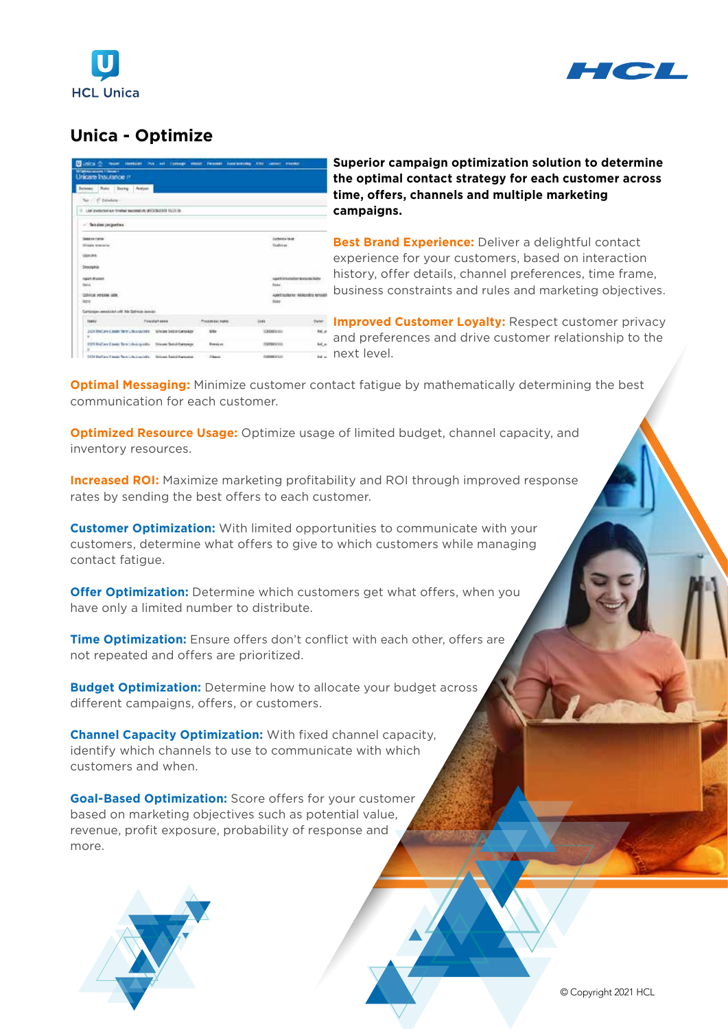HCL Unica

# Unica - Optimize

**Superior campaign optimization solution to determine the optimal contact strategy for each customer across time, offers, channels and multiple marketing campaigns.**

**Best Brand Experience:** Deliver a delightful contact experience for your customers, based on interaction history, offer details, channel preferences, time frame, business constraints and rules and marketing objectives.

**Improved Customer Loyalty:** Respect customer privacy and preferences and drive customer relationship to the next level.

**Optimal Messaging:** Minimize customer contact fatigue by mathematically determining the best communication for each customer.

**Optimized Resource Usage:** Optimize usage of limited budget, channel capacity, and inventory resources.

**Increased ROI:** Maximize marketing profitability and ROI through improved response rates by sending the best offers to each customer.

**Customer Optimization:** With limited opportunities to communicate with your customers, determine what offers to give to which customers while managing contact fatigue.

**Offer Optimization:** Determine which customers get what offers, when you have only a limited number to distribute.

**Time Optimization:** Ensure offers don't conflict with each other, offers are not repeated and offers are prioritized.

**Budget Optimization:** Determine how to allocate your budget across different campaigns, offers, or customers.

**Channel Capacity Optimization:** With fixed channel capacity, identify which channels to use to communicate with which customers and when.

**Goal-Based Optimization:** Score offers for your customer based on marketing objectives such as potential value, revenue, profit exposure, probability of response and more.

© Copyright 2021 HCL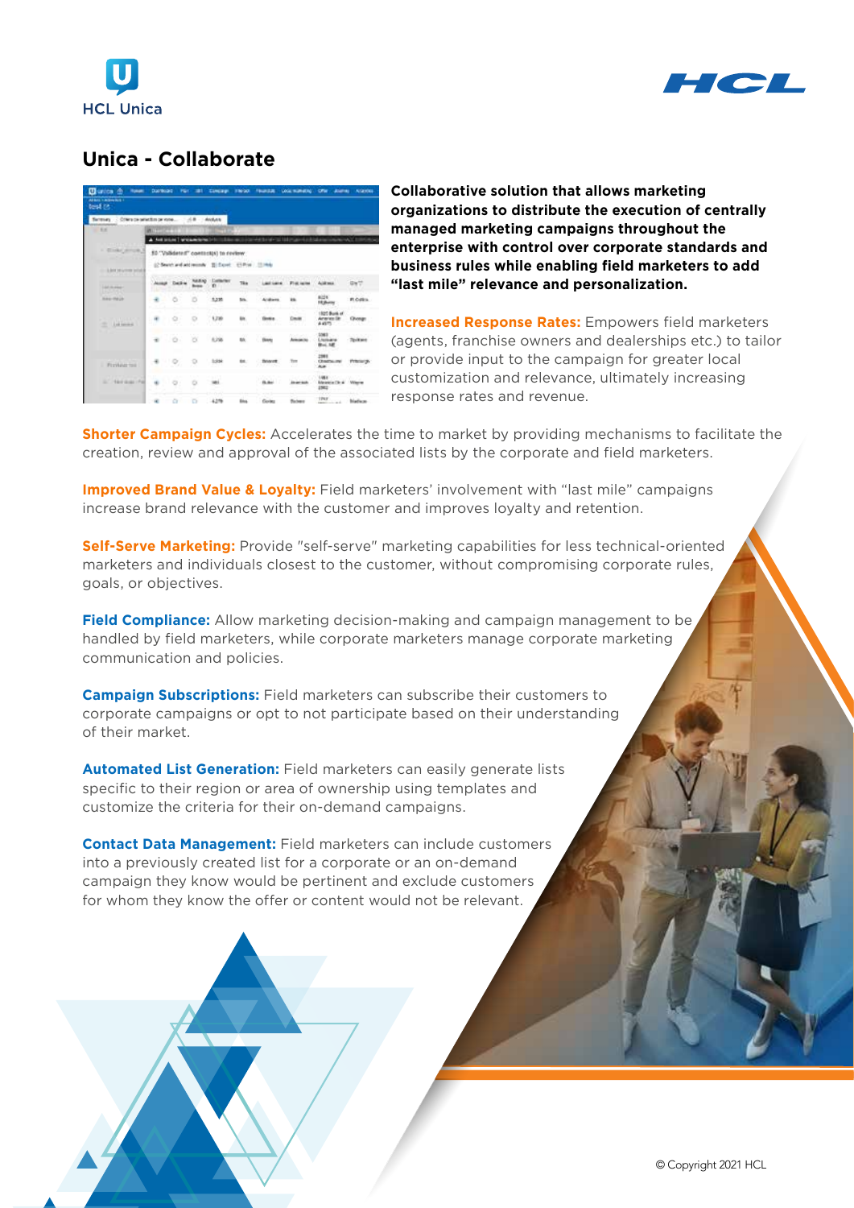# Unica - Collaborate

**Collaborative solution that allows marketing organizations to distribute the execution of centrally managed marketing campaigns throughout the enterprise with control over corporate standards and business rules while enabling field marketers to add "last mile" relevance and personalization.**

**Increased Response Rates:** Empowers field marketers (agents, franchise owners and dealerships etc.) to tailor or provide input to the campaign for greater local customization and relevance, ultimately increasing response rates and revenue.

**Shorter Campaign Cycles:** Accelerates the time to market by providing mechanisms to facilitate the creation, review and approval of the associated lists by the corporate and field marketers.

**Improved Brand Value & Loyalty:** Field marketers' involvement with "last mile" campaigns increase brand relevance with the customer and improves loyalty and retention.

**Self-Serve Marketing:** Provide "self-serve" marketing capabilities for less technical-oriented marketers and individuals closest to the customer, without compromising corporate rules, goals, or objectives.

**Field Compliance:** Allow marketing decision-making and campaign management to be handled by field marketers, while corporate marketers manage corporate marketing communication and policies.

**Campaign Subscriptions:** Field marketers can subscribe their customers to corporate campaigns or opt to not participate based on their understanding of their market.

**Automated List Generation:** Field marketers can easily generate lists specific to their region or area of ownership using templates and customize the criteria for their on-demand campaigns.

**Contact Data Management:** Field marketers can include customers into a previously created list for a corporate or an on-demand campaign they know would be pertinent and exclude customers for whom they know the offer or content would not be relevant.

© Copyright 2021 HCL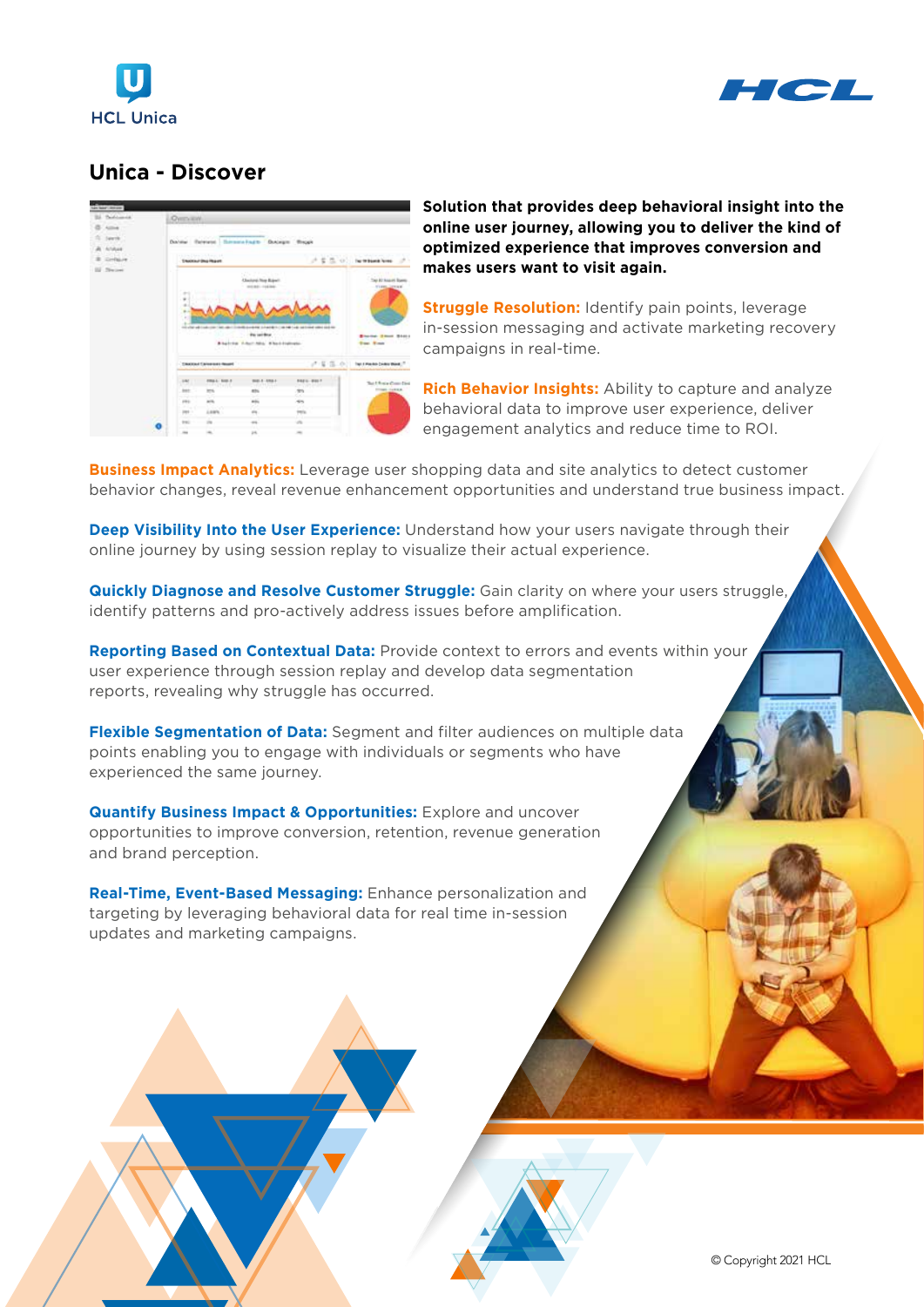HCL Unica

HCL

# Unica - Discover

**Solution that provides deep behavioral insight into the online user journey, allowing you to deliver the kind of optimized experience that improves conversion and makes users want to visit again.**

**Struggle Resolution:** Identify pain points, leverage in-session messaging and activate marketing recovery campaigns in real-time.

**Rich Behavior Insights:** Ability to capture and analyze behavioral data to improve user experience, deliver engagement analytics and reduce time to ROI.

**Business Impact Analytics:** Leverage user shopping data and site analytics to detect customer behavior changes, reveal revenue enhancement opportunities and understand true business impact.

**Deep Visibility Into the User Experience:** Understand how your users navigate through their online journey by using session replay to visualize their actual experience.

**Quickly Diagnose and Resolve Customer Struggle:** Gain clarity on where your users struggle, identify patterns and pro-actively address issues before amplification.

**Reporting Based on Contextual Data:** Provide context to errors and events within your user experience through session replay and develop data segmentation reports, revealing why struggle has occurred.

**Flexible Segmentation of Data:** Segment and filter audiences on multiple data points enabling you to engage with individuals or segments who have experienced the same journey.

**Quantify Business Impact & Opportunities:** Explore and uncover opportunities to improve conversion, retention, revenue generation and brand perception.

**Real-Time, Event-Based Messaging:** Enhance personalization and targeting by leveraging behavioral data for real time in-session updates and marketing campaigns.

© Copyright 2021 HCL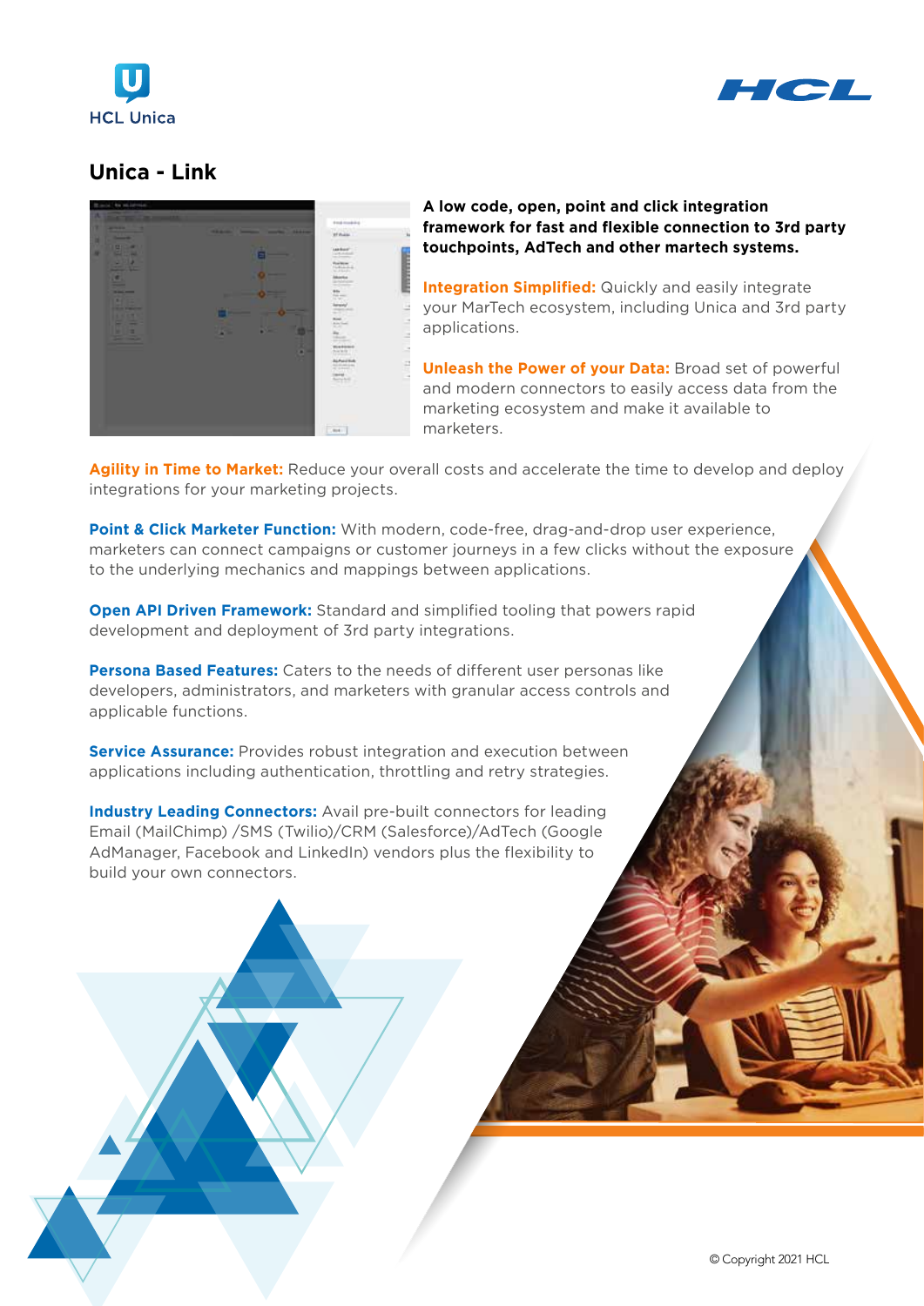HCL Unica

HCL

# Unica - Link

**A low code, open, point and click integration framework for fast and flexible connection to 3rd party touchpoints, AdTech and other martech systems.**

**Integration Simplified:** Quickly and easily integrate your MarTech ecosystem, including Unica and 3rd party applications.

**Unleash the Power of your Data:** Broad set of powerful and modern connectors to easily access data from the marketing ecosystem and make it available to marketers.

**Agility in Time to Market:** Reduce your overall costs and accelerate the time to develop and deploy integrations for your marketing projects.

**Point & Click Marketer Function:** With modern, code-free, drag-and-drop user experience, marketers can connect campaigns or customer journeys in a few clicks without the exposure to the underlying mechanics and mappings between applications.

**Open API Driven Framework:** Standard and simplified tooling that powers rapid development and deployment of 3rd party integrations.

**Persona Based Features:** Caters to the needs of different user personas like developers, administrators, and marketers with granular access controls and applicable functions.

**Service Assurance:** Provides robust integration and execution between applications including authentication, throttling and retry strategies.

**Industry Leading Connectors:** Avail pre-built connectors for leading Email (MailChimp) /SMS (Twilio)/CRM (Salesforce)/AdTech (Google AdManager, Facebook and LinkedIn) vendors plus the flexibility to build your own connectors.

© Copyright 2021 HCL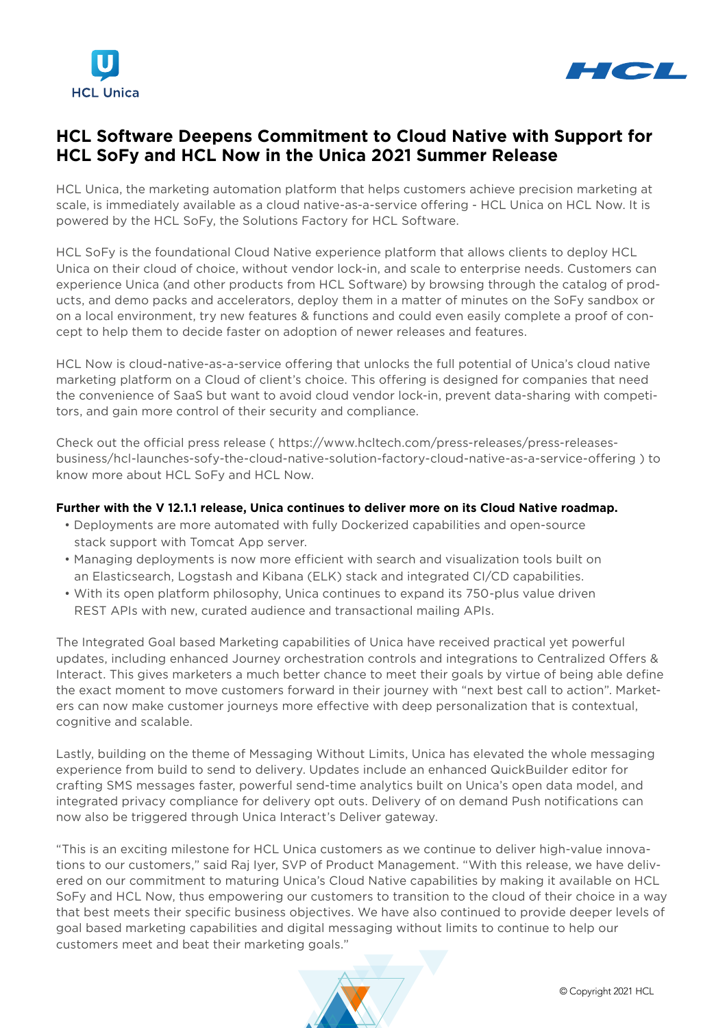# HCL Software Deepens Commitment to Cloud Native with Support for HCL SoFy and HCL Now in the Unica 2021 Summer Release

HCL Unica, the marketing automation platform that helps customers achieve precision marketing at scale, is immediately available as a cloud native-as-a-service offering - HCL Unica on HCL Now. It is powered by the HCL SoFy, the Solutions Factory for HCL Software.

HCL SoFy is the foundational Cloud Native experience platform that allows clients to deploy HCL Unica on their cloud of choice, without vendor lock-in, and scale to enterprise needs. Customers can experience Unica (and other products from HCL Software) by browsing through the catalog of products, and demo packs and accelerators, deploy them in a matter of minutes on the SoFy sandbox or on a local environment, try new features & functions and could even easily complete a proof of concept to help them to decide faster on adoption of newer releases and features.

HCL Now is cloud-native-as-a-service offering that unlocks the full potential of Unica's cloud native marketing platform on a Cloud of client's choice. This offering is designed for companies that need the convenience of SaaS but want to avoid cloud vendor lock-in, prevent data-sharing with competitors, and gain more control of their security and compliance.

Check out the official press release ( https://www.hcltech.com/press-releases/press-releases-business/hcl-launches-sofy-the-cloud-native-solution-factory-cloud-native-as-a-service-offering ) to know more about HCL SoFy and HCL Now.

**Further with the V 12.1.1 release, Unica continues to deliver more on its Cloud Native roadmap.**

- Deployments are more automated with fully Dockerized capabilities and open-source stack support with Tomcat App server.
- Managing deployments is now more efficient with search and visualization tools built on an Elasticsearch, Logstash and Kibana (ELK) stack and integrated CI/CD capabilities.
- With its open platform philosophy, Unica continues to expand its 750-plus value driven REST APIs with new, curated audience and transactional mailing APIs.

The Integrated Goal based Marketing capabilities of Unica have received practical yet powerful updates, including enhanced Journey orchestration controls and integrations to Centralized Offers & Interact. This gives marketers a much better chance to meet their goals by virtue of being able define the exact moment to move customers forward in their journey with "next best call to action". Marketers can now make customer journeys more effective with deep personalization that is contextual, cognitive and scalable.

Lastly, building on the theme of Messaging Without Limits, Unica has elevated the whole messaging experience from build to send to delivery. Updates include an enhanced QuickBuilder editor for crafting SMS messages faster, powerful send-time analytics built on Unica's open data model, and integrated privacy compliance for delivery opt outs. Delivery of on demand Push notifications can now also be triggered through Unica Interact's Deliver gateway.

"This is an exciting milestone for HCL Unica customers as we continue to deliver high-value innovations to our customers," said Raj Iyer, SVP of Product Management. "With this release, we have delivered on our commitment to maturing Unica's Cloud Native capabilities by making it available on HCL SoFy and HCL Now, thus empowering our customers to transition to the cloud of their choice in a way that best meets their specific business objectives. We have also continued to provide deeper levels of goal based marketing capabilities and digital messaging without limits to continue to help our customers meet and beat their marketing goals."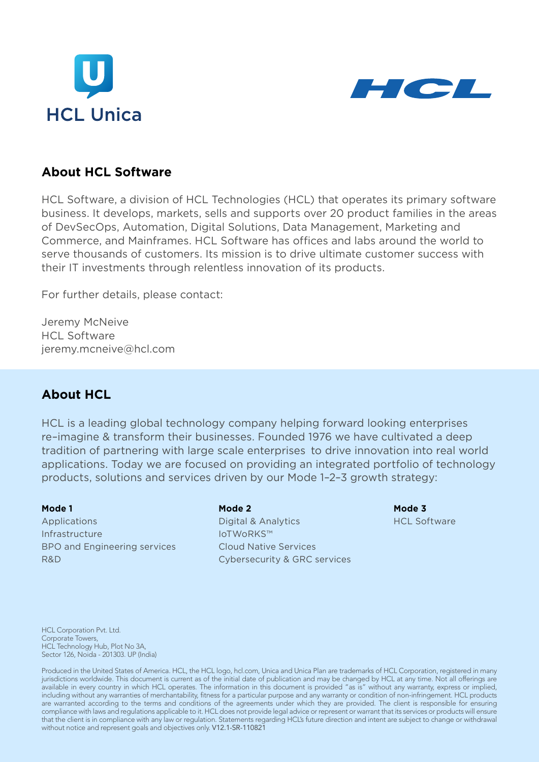HCL Unica

HCL

## About HCL Software

HCL Software, a division of HCL Technologies (HCL) that operates its primary software business. It develops, markets, sells and supports over 20 product families in the areas of DevSecOps, Automation, Digital Solutions, Data Management, Marketing and Commerce, and Mainframes. HCL Software has offices and labs around the world to serve thousands of customers. Its mission is to drive ultimate customer success with their IT investments through relentless innovation of its products.

For further details, please contact:

Jeremy McNeive
HCL Software
jeremy.mcneive@hcl.com

## About HCL

HCL is a leading global technology company helping forward looking enterprises re–imagine & transform their businesses. Founded 1976 we have cultivated a deep tradition of partnering with large scale enterprises to drive innovation into real world applications. Today we are focused on providing an integrated portfolio of technology products, solutions and services driven by our Mode 1–2–3 growth strategy:

**Mode 1**
Applications
Infrastructure
BPO and Engineering services
R&D

**Mode 2**
Digital & Analytics
IoTWoRKS™
Cloud Native Services
Cybersecurity & GRC services

**Mode 3**
HCL Software

HCL Corporation Pvt. Ltd.
Corporate Towers,
HCL Technology Hub, Plot No 3A,
Sector 126, Noida - 201303. UP (India)

Produced in the United States of America. HCL, the HCL logo, hcl.com, Unica and Unica Plan are trademarks of HCL Corporation, registered in many jurisdictions worldwide. This document is current as of the initial date of publication and may be changed by HCL at any time. Not all offerings are available in every country in which HCL operates. The information in this document is provided "as is" without any warranty, express or implied, including without any warranties of merchantability, fitness for a particular purpose and any warranty or condition of non-infringement. HCL products are warranted according to the terms and conditions of the agreements under which they are provided. The client is responsible for ensuring compliance with laws and regulations applicable to it. HCL does not provide legal advice or represent or warrant that its services or products will ensure that the client is in compliance with any law or regulation. Statements regarding HCL's future direction and intent are subject to change or withdrawal without notice and represent goals and objectives only. V12.1-SR-110821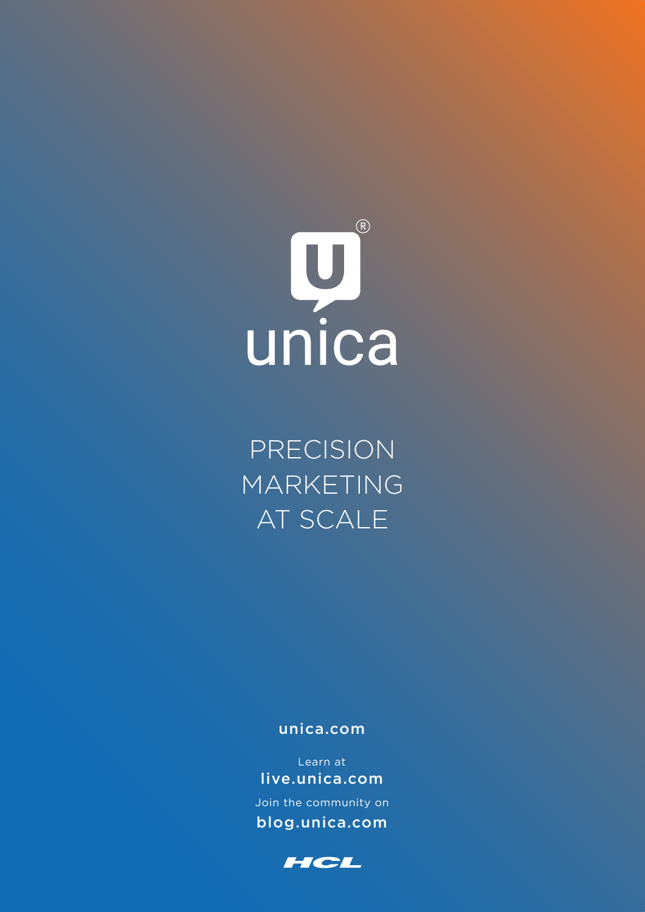unica

# PRECISION MARKETING AT SCALE

unica.com

Learn at
live.unica.com

Join the community on
blog.unica.com

HCL